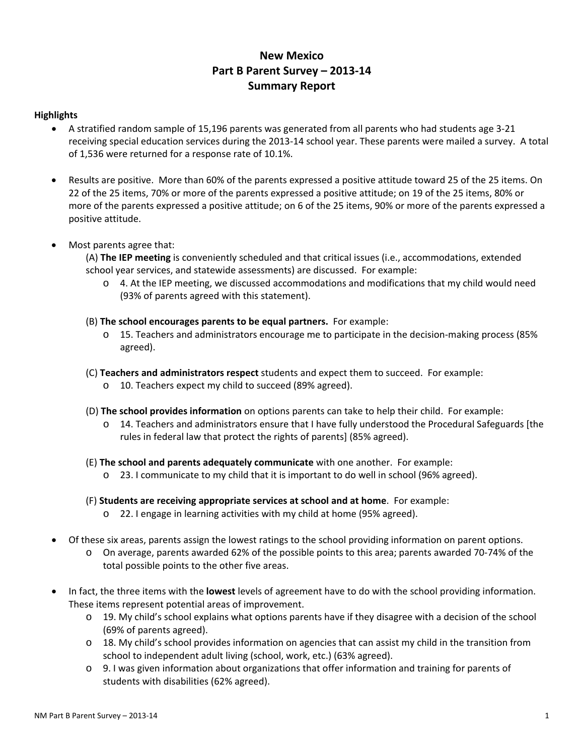# New Mexico
# Part B Parent Survey – 2013-14
# Summary Report

**Highlights**

- A stratified random sample of 15,196 parents was generated from all parents who had students age 3-21 receiving special education services during the 2013-14 school year. These parents were mailed a survey. A total of 1,536 were returned for a response rate of 10.1%.

- Results are positive. More than 60% of the parents expressed a positive attitude toward 25 of the 25 items. On 22 of the 25 items, 70% or more of the parents expressed a positive attitude; on 19 of the 25 items, 80% or more of the parents expressed a positive attitude; on 6 of the 25 items, 90% or more of the parents expressed a positive attitude.

- Most parents agree that:

  (A) **The IEP meeting** is conveniently scheduled and that critical issues (i.e., accommodations, extended school year services, and statewide assessments) are discussed. For example:
  - 4. At the IEP meeting, we discussed accommodations and modifications that my child would need (93% of parents agreed with this statement).

  (B) **The school encourages parents to be equal partners.** For example:
  - 15. Teachers and administrators encourage me to participate in the decision-making process (85% agreed).

  (C) **Teachers and administrators respect** students and expect them to succeed. For example:
  - 10. Teachers expect my child to succeed (89% agreed).

  (D) **The school provides information** on options parents can take to help their child. For example:
  - 14. Teachers and administrators ensure that I have fully understood the Procedural Safeguards [the rules in federal law that protect the rights of parents] (85% agreed).

  (E) **The school and parents adequately communicate** with one another. For example:
  - 23. I communicate to my child that it is important to do well in school (96% agreed).

  (F) **Students are receiving appropriate services at school and at home**. For example:
  - 22. I engage in learning activities with my child at home (95% agreed).

- Of these six areas, parents assign the lowest ratings to the school providing information on parent options.
  - On average, parents awarded 62% of the possible points to this area; parents awarded 70-74% of the total possible points to the other five areas.

- In fact, the three items with the **lowest** levels of agreement have to do with the school providing information. These items represent potential areas of improvement.
  - 19. My child's school explains what options parents have if they disagree with a decision of the school (69% of parents agreed).
  - 18. My child's school provides information on agencies that can assist my child in the transition from school to independent adult living (school, work, etc.) (63% agreed).
  - 9. I was given information about organizations that offer information and training for parents of students with disabilities (62% agreed).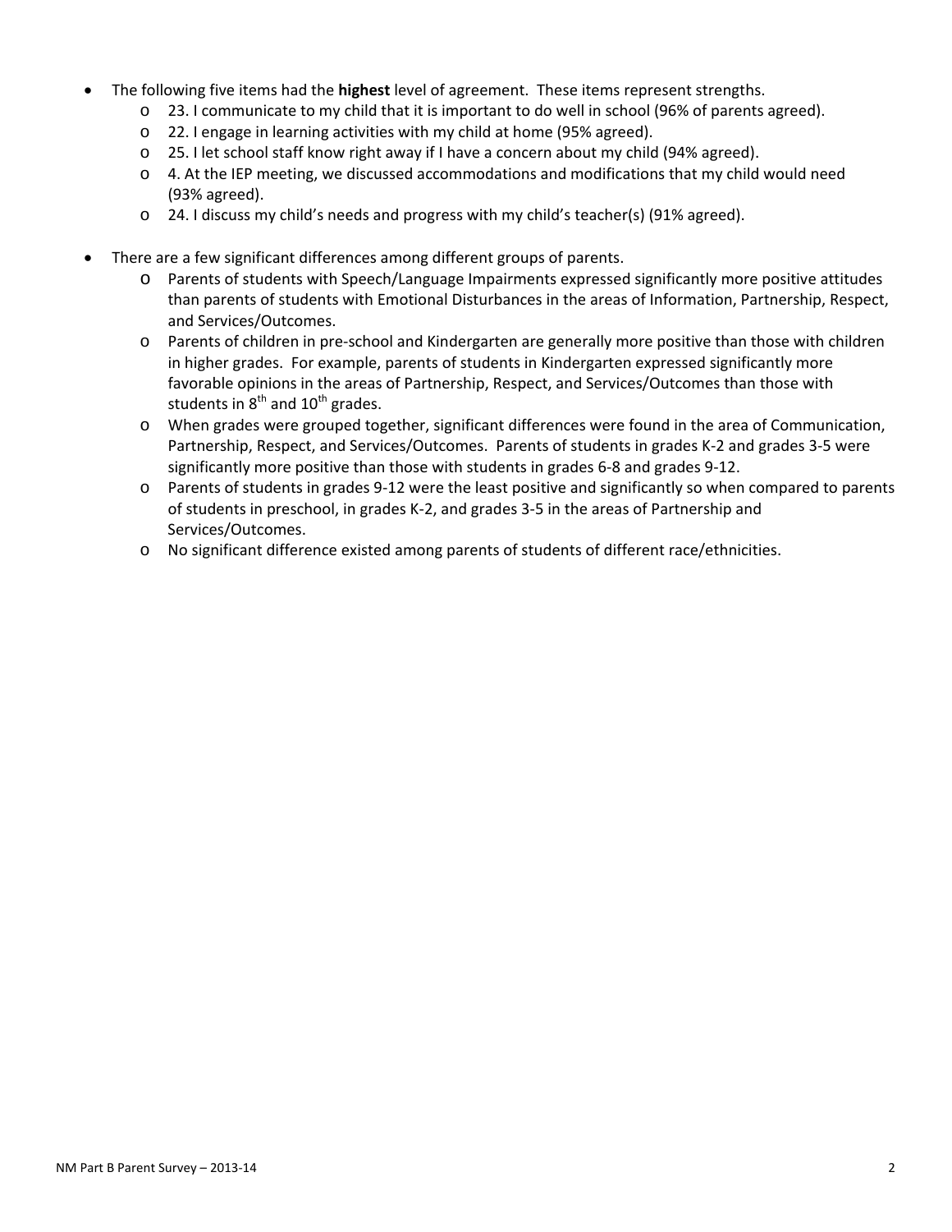- The following five items had the **highest** level of agreement. These items represent strengths.
  - 23. I communicate to my child that it is important to do well in school (96% of parents agreed).
  - 22. I engage in learning activities with my child at home (95% agreed).
  - 25. I let school staff know right away if I have a concern about my child (94% agreed).
  - 4. At the IEP meeting, we discussed accommodations and modifications that my child would need (93% agreed).
  - 24. I discuss my child's needs and progress with my child's teacher(s) (91% agreed).

- There are a few significant differences among different groups of parents.
  - Parents of students with Speech/Language Impairments expressed significantly more positive attitudes than parents of students with Emotional Disturbances in the areas of Information, Partnership, Respect, and Services/Outcomes.
  - Parents of children in pre-school and Kindergarten are generally more positive than those with children in higher grades. For example, parents of students in Kindergarten expressed significantly more favorable opinions in the areas of Partnership, Respect, and Services/Outcomes than those with students in 8th and 10th grades.
  - When grades were grouped together, significant differences were found in the area of Communication, Partnership, Respect, and Services/Outcomes. Parents of students in grades K-2 and grades 3-5 were significantly more positive than those with students in grades 6-8 and grades 9-12.
  - Parents of students in grades 9-12 were the least positive and significantly so when compared to parents of students in preschool, in grades K-2, and grades 3-5 in the areas of Partnership and Services/Outcomes.
  - No significant difference existed among parents of students of different race/ethnicities.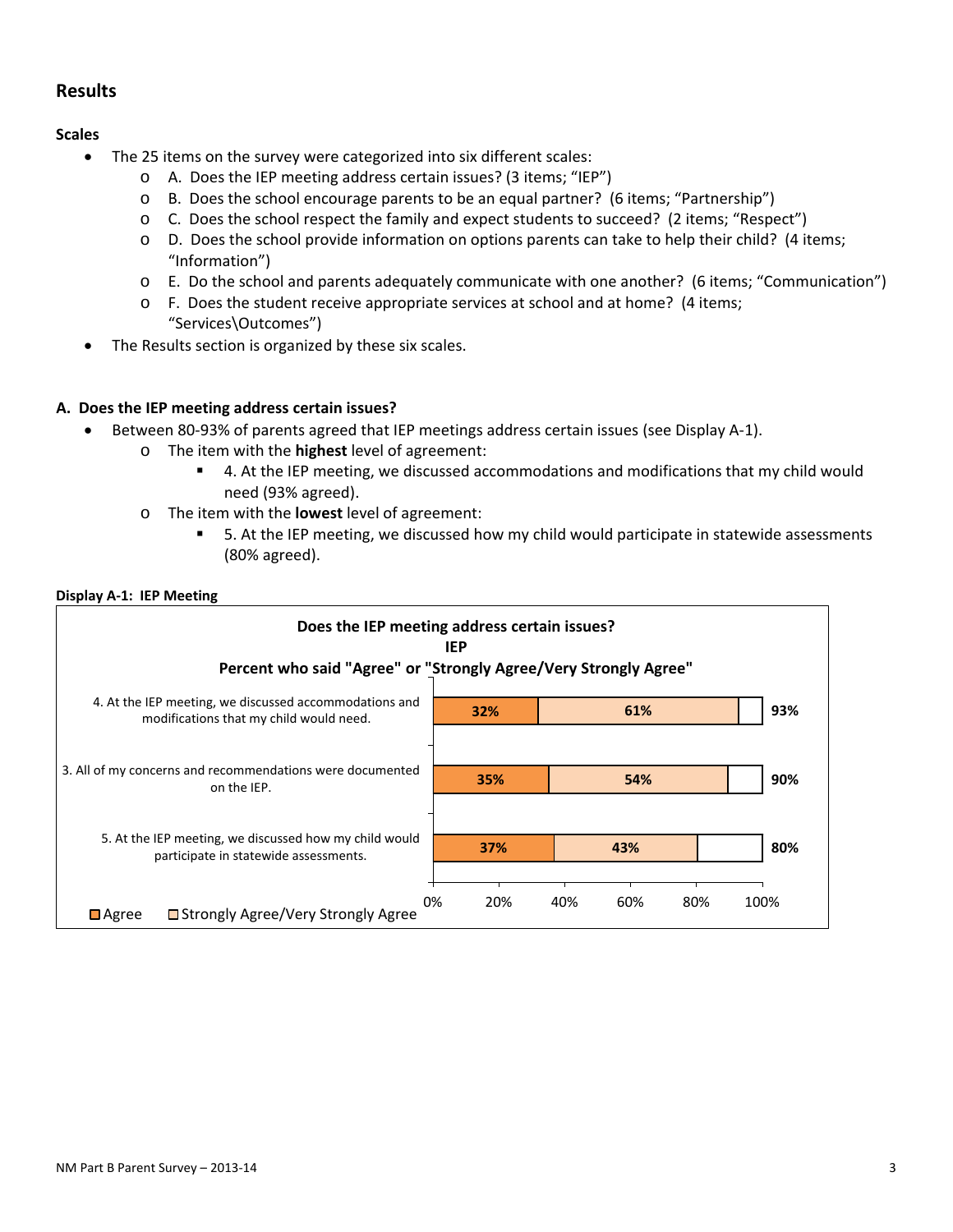## Results

### Scales

- The 25 items on the survey were categorized into six different scales:
  - A. Does the IEP meeting address certain issues? (3 items; "IEP")
  - B. Does the school encourage parents to be an equal partner? (6 items; "Partnership")
  - C. Does the school respect the family and expect students to succeed? (2 items; "Respect")
  - D. Does the school provide information on options parents can take to help their child? (4 items; "Information")
  - E. Do the school and parents adequately communicate with one another? (6 items; "Communication")
  - F. Does the student receive appropriate services at school and at home? (4 items; "Services\Outcomes")
- The Results section is organized by these six scales.

### A. Does the IEP meeting address certain issues?

- Between 80-93% of parents agreed that IEP meetings address certain issues (see Display A-1).
  - The item with the **highest** level of agreement:
    - 4. At the IEP meeting, we discussed accommodations and modifications that my child would need (93% agreed).
  - The item with the **lowest** level of agreement:
    - 5. At the IEP meeting, we discussed how my child would participate in statewide assessments (80% agreed).

**Display A-1: IEP Meeting**

**Does the IEP meeting address certain issues?**
**IEP**
**Percent who said "Agree" or "Strongly Agree/Very Strongly Agree"**

| Item | Agree | Strongly Agree/Very Strongly Agree | Total |
|---|---|---|---|
| 4. At the IEP meeting, we discussed accommodations and modifications that my child would need. | 32% | 61% | 93% |
| 3. All of my concerns and recommendations were documented on the IEP. | 35% | 54% | 90% |
| 5. At the IEP meeting, we discussed how my child would participate in statewide assessments. | 37% | 43% | 80% |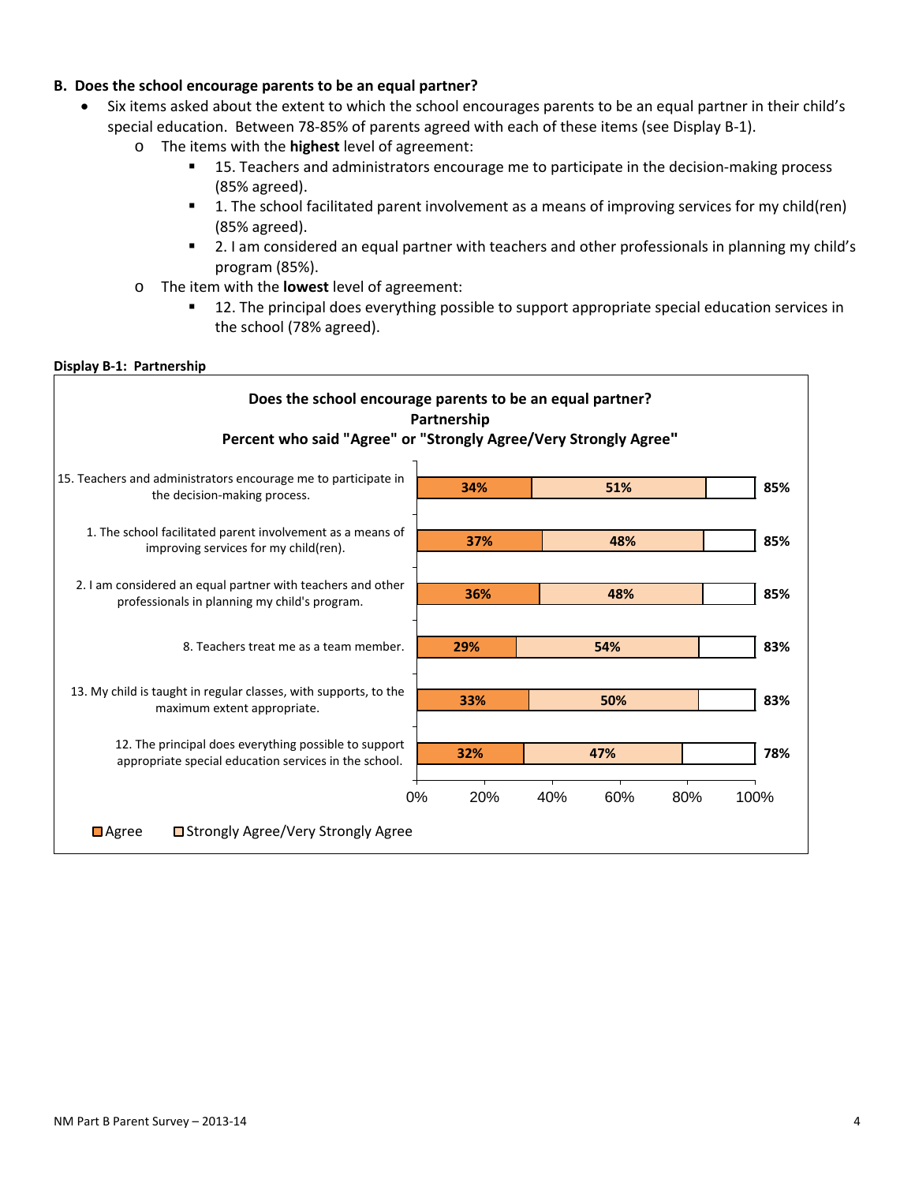## B. Does the school encourage parents to be an equal partner?

- Six items asked about the extent to which the school encourages parents to be an equal partner in their child's special education. Between 78-85% of parents agreed with each of these items (see Display B-1).
  - The items with the **highest** level of agreement:
    - 15. Teachers and administrators encourage me to participate in the decision-making process (85% agreed).
    - 1. The school facilitated parent involvement as a means of improving services for my child(ren) (85% agreed).
    - 2. I am considered an equal partner with teachers and other professionals in planning my child's program (85%).
  - The item with the **lowest** level of agreement:
    - 12. The principal does everything possible to support appropriate special education services in the school (78% agreed).

**Display B-1: Partnership**

**Does the school encourage parents to be an equal partner?**
**Partnership**
**Percent who said "Agree" or "Strongly Agree/Very Strongly Agree"**

| Item | Agree | Strongly Agree/Very Strongly Agree | Total |
|---|---|---|---|
| 15. Teachers and administrators encourage me to participate in the decision-making process. | 34% | 51% | 85% |
| 1. The school facilitated parent involvement as a means of improving services for my child(ren). | 37% | 48% | 85% |
| 2. I am considered an equal partner with teachers and other professionals in planning my child's program. | 36% | 48% | 85% |
| 8. Teachers treat me as a team member. | 29% | 54% | 83% |
| 13. My child is taught in regular classes, with supports, to the maximum extent appropriate. | 33% | 50% | 83% |
| 12. The principal does everything possible to support appropriate special education services in the school. | 32% | 47% | 78% |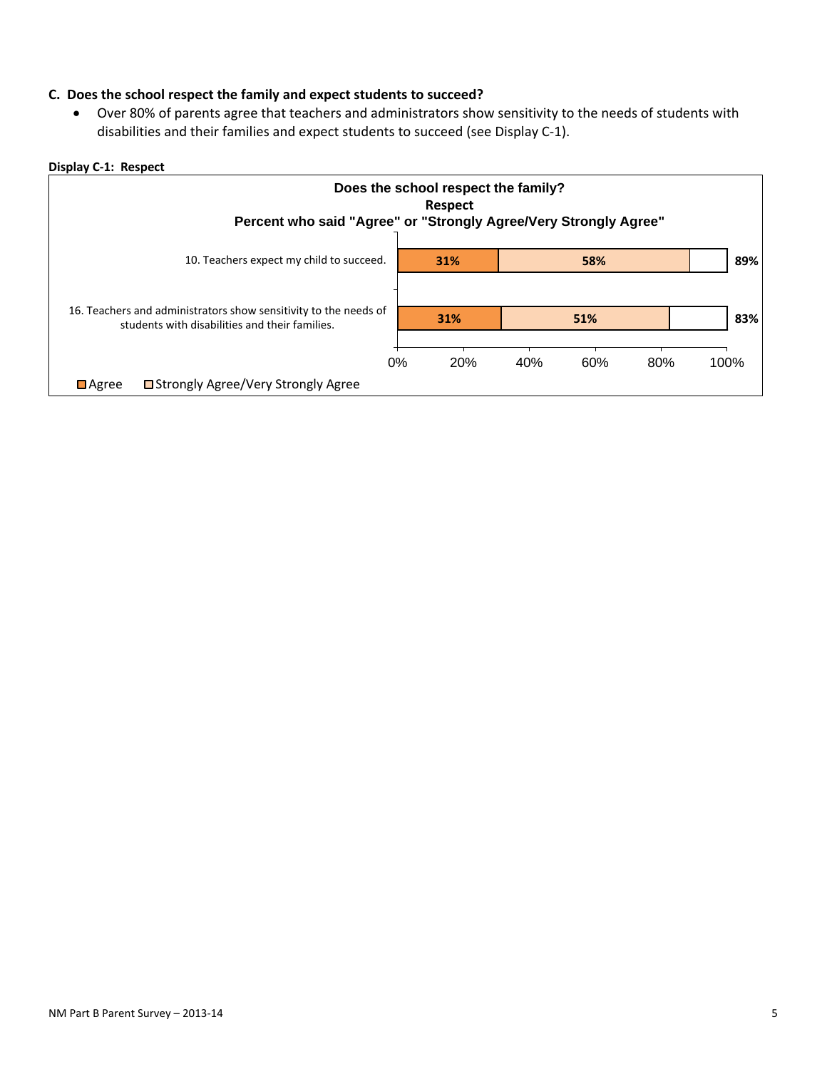### C. Does the school respect the family and expect students to succeed?

- Over 80% of parents agree that teachers and administrators show sensitivity to the needs of students with disabilities and their families and expect students to succeed (see Display C-1).

**Display C-1: Respect**

**Does the school respect the family?**
**Respect**
**Percent who said "Agree" or "Strongly Agree/Very Strongly Agree"**

| Item | Agree | Strongly Agree/Very Strongly Agree | Total |
| --- | --- | --- | --- |
| 10. Teachers expect my child to succeed. | 31% | 58% | 89% |
| 16. Teachers and administrators show sensitivity to the needs of students with disabilities and their families. | 31% | 51% | 83% |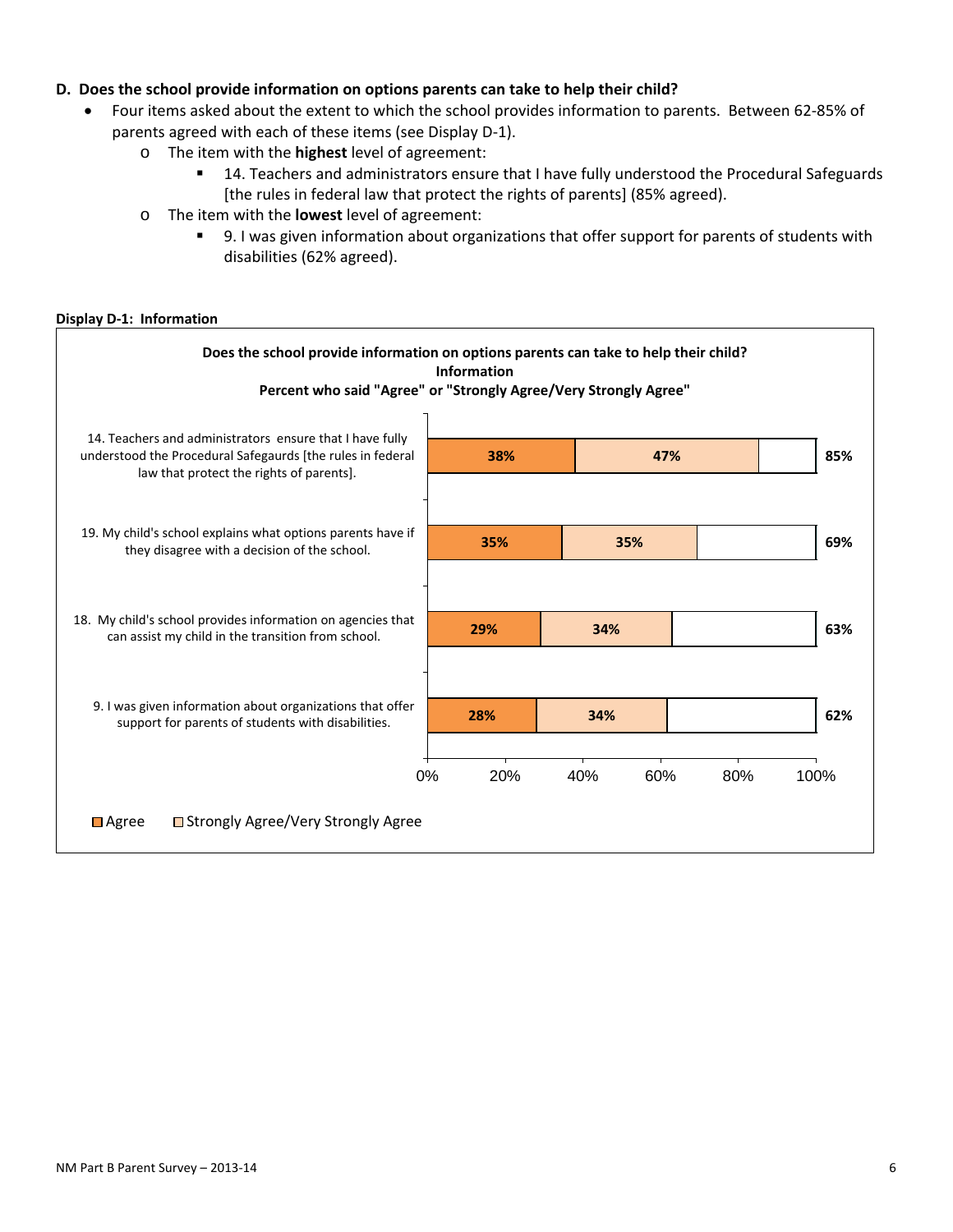### D. Does the school provide information on options parents can take to help their child?

- Four items asked about the extent to which the school provides information to parents. Between 62-85% of parents agreed with each of these items (see Display D-1).
  - The item with the **highest** level of agreement:
    - 14. Teachers and administrators ensure that I have fully understood the Procedural Safeguards [the rules in federal law that protect the rights of parents] (85% agreed).
  - The item with the **lowest** level of agreement:
    - 9. I was given information about organizations that offer support for parents of students with disabilities (62% agreed).

**Display D-1: Information**

**Does the school provide information on options parents can take to help their child?**
**Information**
**Percent who said "Agree" or "Strongly Agree/Very Strongly Agree"**

| Item | Agree | Strongly Agree/Very Strongly Agree | Total |
|---|---|---|---|
| 14. Teachers and administrators ensure that I have fully understood the Procedural Safegaurds [the rules in federal law that protect the rights of parents]. | 38% | 47% | 85% |
| 19. My child's school explains what options parents have if they disagree with a decision of the school. | 35% | 35% | 69% |
| 18. My child's school provides information on agencies that can assist my child in the transition from school. | 29% | 34% | 63% |
| 9. I was given information about organizations that offer support for parents of students with disabilities. | 28% | 34% | 62% |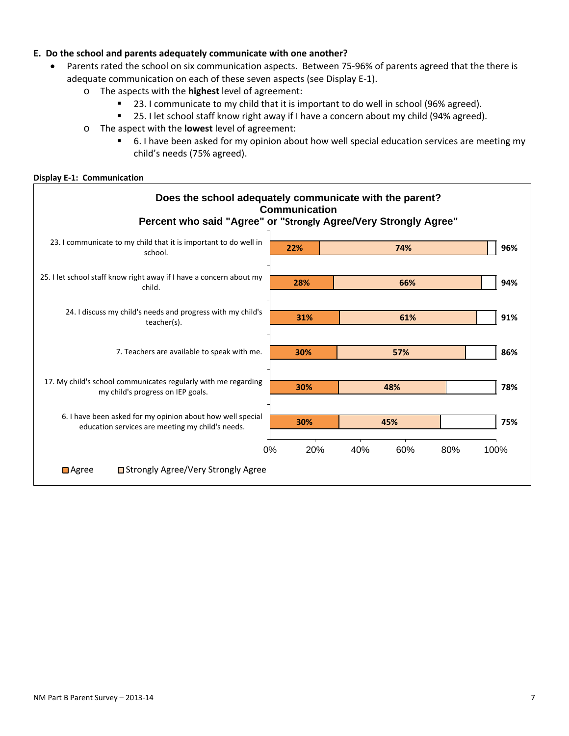### E. Do the school and parents adequately communicate with one another?

- Parents rated the school on six communication aspects. Between 75-96% of parents agreed that the there is adequate communication on each of these seven aspects (see Display E-1).
  - The aspects with the **highest** level of agreement:
    - 23. I communicate to my child that it is important to do well in school (96% agreed).
    - 25. I let school staff know right away if I have a concern about my child (94% agreed).
  - The aspect with the **lowest** level of agreement:
    - 6. I have been asked for my opinion about how well special education services are meeting my child's needs (75% agreed).

**Display E-1: Communication**

**Does the school adequately communicate with the parent?**
**Communication**
**Percent who said "Agree" or "Strongly Agree/Very Strongly Agree"**

| Item | Agree | Strongly Agree/Very Strongly Agree | Total |
|---|---|---|---|
| 23. I communicate to my child that it is important to do well in school. | 22% | 74% | 96% |
| 25. I let school staff know right away if I have a concern about my child. | 28% | 66% | 94% |
| 24. I discuss my child's needs and progress with my child's teacher(s). | 31% | 61% | 91% |
| 7. Teachers are available to speak with me. | 30% | 57% | 86% |
| 17. My child's school communicates regularly with me regarding my child's progress on IEP goals. | 30% | 48% | 78% |
| 6. I have been asked for my opinion about how well special education services are meeting my child's needs. | 30% | 45% | 75% |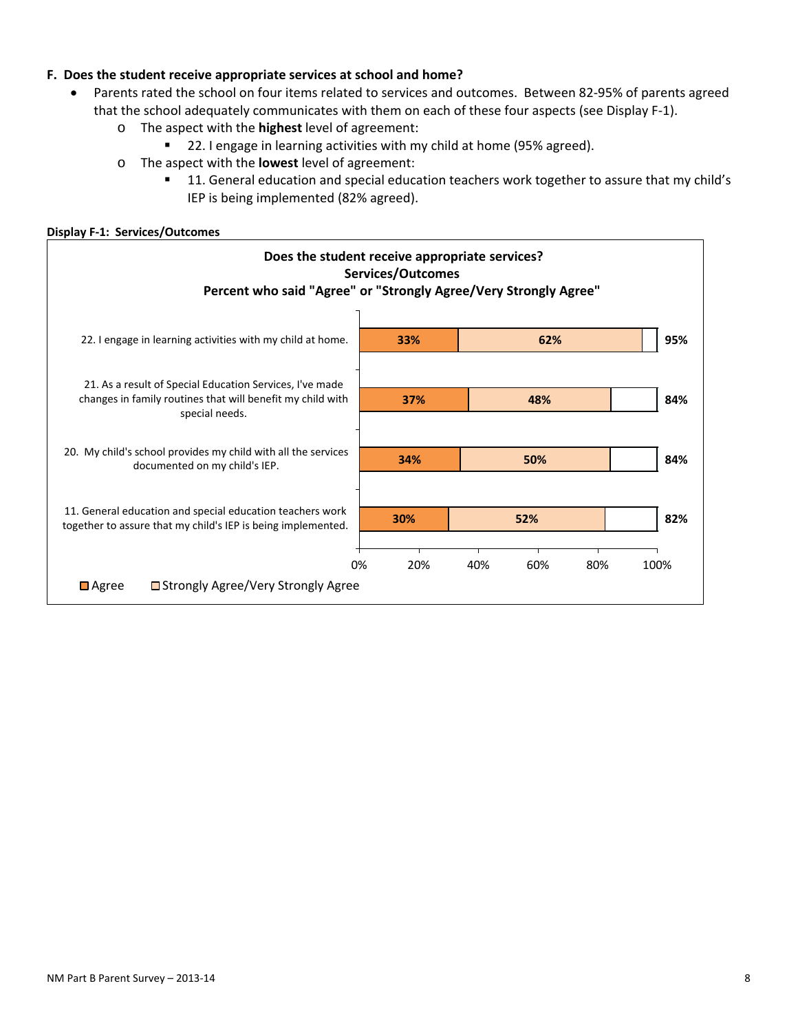### F. Does the student receive appropriate services at school and home?

- Parents rated the school on four items related to services and outcomes. Between 82-95% of parents agreed that the school adequately communicates with them on each of these four aspects (see Display F-1).
  - The aspect with the **highest** level of agreement:
    - 22. I engage in learning activities with my child at home (95% agreed).
  - The aspect with the **lowest** level of agreement:
    - 11. General education and special education teachers work together to assure that my child's IEP is being implemented (82% agreed).

**Display F-1: Services/Outcomes**

**Does the student receive appropriate services?**
**Services/Outcomes**
**Percent who said "Agree" or "Strongly Agree/Very Strongly Agree"**

| Item | Agree | Strongly Agree/Very Strongly Agree | Total |
|---|---|---|---|
| 22. I engage in learning activities with my child at home. | 33% | 62% | 95% |
| 21. As a result of Special Education Services, I've made changes in family routines that will benefit my child with special needs. | 37% | 48% | 84% |
| 20. My child's school provides my child with all the services documented on my child's IEP. | 34% | 50% | 84% |
| 11. General education and special education teachers work together to assure that my child's IEP is being implemented. | 30% | 52% | 82% |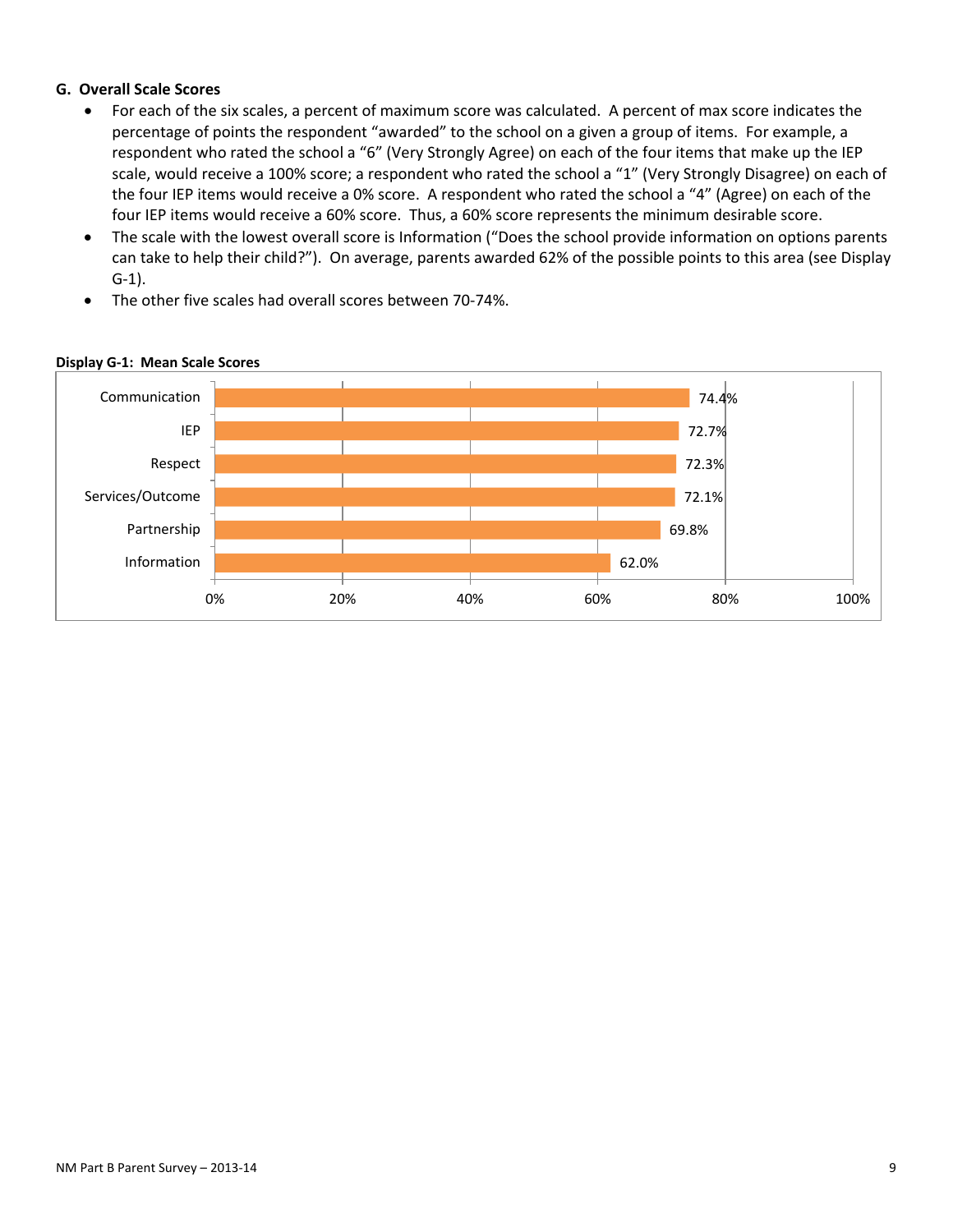## G. Overall Scale Scores

- For each of the six scales, a percent of maximum score was calculated. A percent of max score indicates the percentage of points the respondent "awarded" to the school on a given a group of items. For example, a respondent who rated the school a "6" (Very Strongly Agree) on each of the four items that make up the IEP scale, would receive a 100% score; a respondent who rated the school a "1" (Very Strongly Disagree) on each of the four IEP items would receive a 0% score. A respondent who rated the school a "4" (Agree) on each of the four IEP items would receive a 60% score. Thus, a 60% score represents the minimum desirable score.
- The scale with the lowest overall score is Information ("Does the school provide information on options parents can take to help their child?"). On average, parents awarded 62% of the possible points to this area (see Display G-1).
- The other five scales had overall scores between 70-74%.

**Display G-1: Mean Scale Scores**

| Scale | Mean Score |
|---|---|
| Communication | 74.4% |
| IEP | 72.7% |
| Respect | 72.3% |
| Services/Outcome | 72.1% |
| Partnership | 69.8% |
| Information | 62.0% |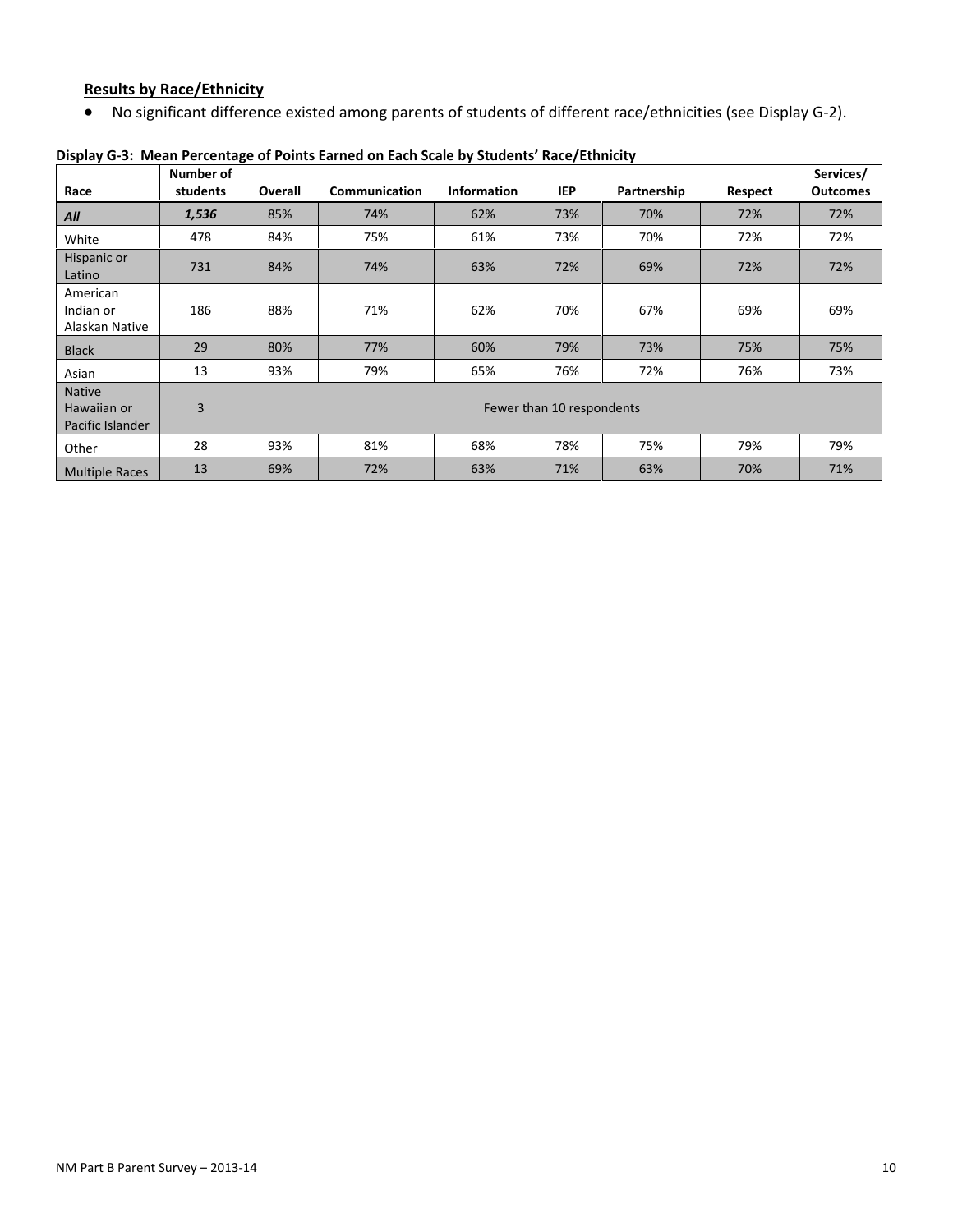**Results by Race/Ethnicity**

- No significant difference existed among parents of students of different race/ethnicities (see Display G-2).

**Display G-3: Mean Percentage of Points Earned on Each Scale by Students' Race/Ethnicity**

| Race | Number of students | Overall | Communication | Information | IEP | Partnership | Respect | Services/ Outcomes |
|---|---|---|---|---|---|---|---|---|
| ***All*** | ***1,536*** | 85% | 74% | 62% | 73% | 70% | 72% | 72% |
| White | 478 | 84% | 75% | 61% | 73% | 70% | 72% | 72% |
| Hispanic or Latino | 731 | 84% | 74% | 63% | 72% | 69% | 72% | 72% |
| American Indian or Alaskan Native | 186 | 88% | 71% | 62% | 70% | 67% | 69% | 69% |
| Black | 29 | 80% | 77% | 60% | 79% | 73% | 75% | 75% |
| Asian | 13 | 93% | 79% | 65% | 76% | 72% | 76% | 73% |
| Native Hawaiian or Pacific Islander | 3 | Fewer than 10 respondents | | | | | | |
| Other | 28 | 93% | 81% | 68% | 78% | 75% | 79% | 79% |
| Multiple Races | 13 | 69% | 72% | 63% | 71% | 63% | 70% | 71% |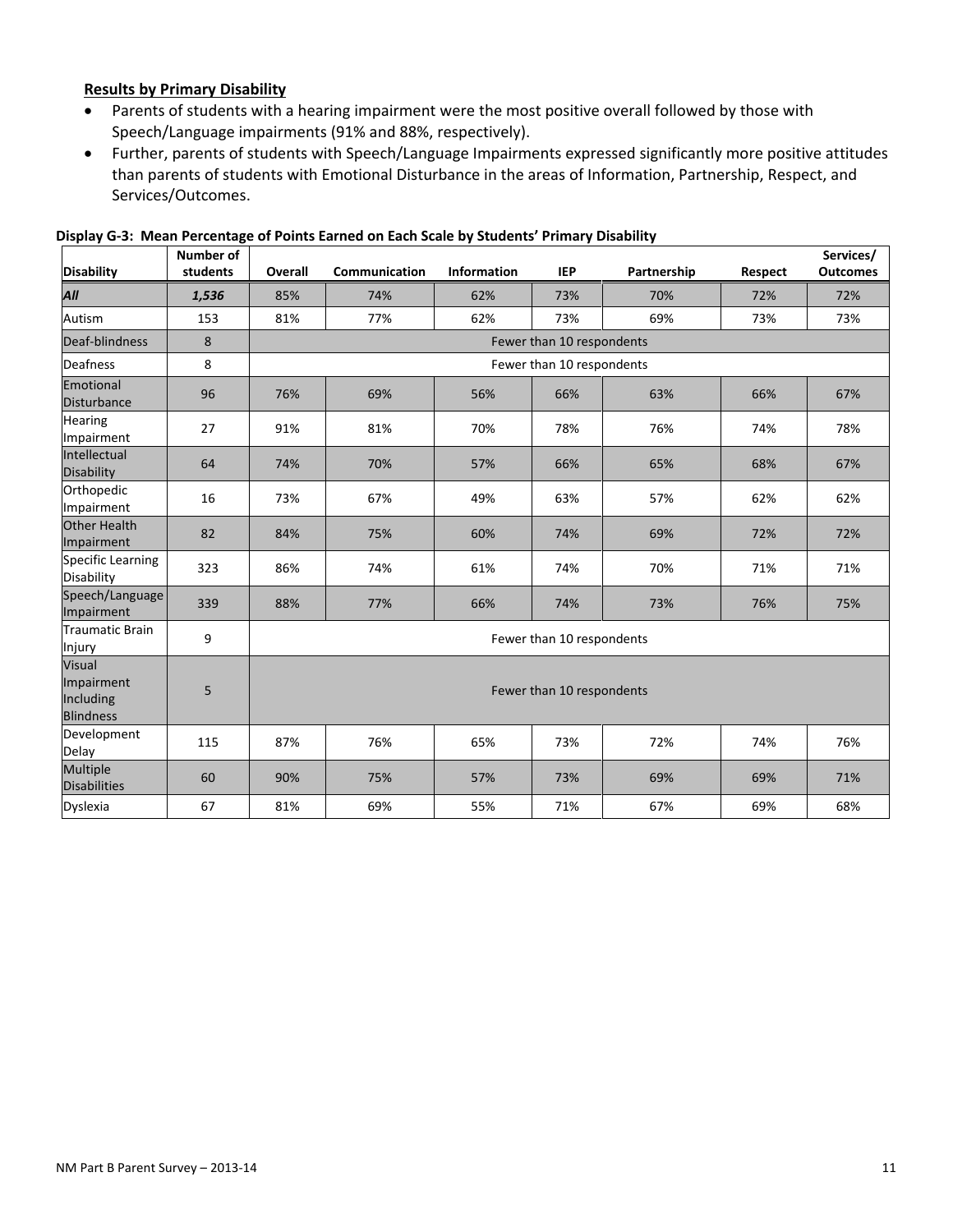**Results by Primary Disability**

- Parents of students with a hearing impairment were the most positive overall followed by those with Speech/Language impairments (91% and 88%, respectively).
- Further, parents of students with Speech/Language Impairments expressed significantly more positive attitudes than parents of students with Emotional Disturbance in the areas of Information, Partnership, Respect, and Services/Outcomes.

**Display G-3: Mean Percentage of Points Earned on Each Scale by Students' Primary Disability**

| Disability | Number of students | Overall | Communication | Information | IEP | Partnership | Respect | Services/ Outcomes |
|---|---|---|---|---|---|---|---|---|
| ***All*** | ***1,536*** | 85% | 74% | 62% | 73% | 70% | 72% | 72% |
| Autism | 153 | 81% | 77% | 62% | 73% | 69% | 73% | 73% |
| Deaf-blindness | 8 | Fewer than 10 respondents | | | | | | |
| Deafness | 8 | Fewer than 10 respondents | | | | | | |
| Emotional Disturbance | 96 | 76% | 69% | 56% | 66% | 63% | 66% | 67% |
| Hearing Impairment | 27 | 91% | 81% | 70% | 78% | 76% | 74% | 78% |
| Intellectual Disability | 64 | 74% | 70% | 57% | 66% | 65% | 68% | 67% |
| Orthopedic Impairment | 16 | 73% | 67% | 49% | 63% | 57% | 62% | 62% |
| Other Health Impairment | 82 | 84% | 75% | 60% | 74% | 69% | 72% | 72% |
| Specific Learning Disability | 323 | 86% | 74% | 61% | 74% | 70% | 71% | 71% |
| Speech/Language Impairment | 339 | 88% | 77% | 66% | 74% | 73% | 76% | 75% |
| Traumatic Brain Injury | 9 | Fewer than 10 respondents | | | | | | |
| Visual Impairment Including Blindness | 5 | Fewer than 10 respondents | | | | | | |
| Development Delay | 115 | 87% | 76% | 65% | 73% | 72% | 74% | 76% |
| Multiple Disabilities | 60 | 90% | 75% | 57% | 73% | 69% | 69% | 71% |
| Dyslexia | 67 | 81% | 69% | 55% | 71% | 67% | 69% | 68% |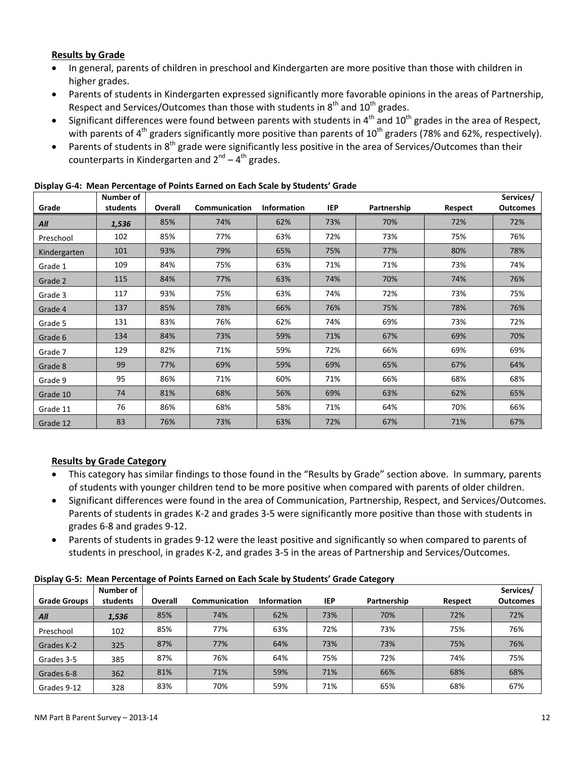### Results by Grade

- In general, parents of children in preschool and Kindergarten are more positive than those with children in higher grades.
- Parents of students in Kindergarten expressed significantly more favorable opinions in the areas of Partnership, Respect and Services/Outcomes than those with students in 8th and 10th grades.
- Significant differences were found between parents with students in 4th and 10th grades in the area of Respect, with parents of 4th graders significantly more positive than parents of 10th graders (78% and 62%, respectively).
- Parents of students in 8th grade were significantly less positive in the area of Services/Outcomes than their counterparts in Kindergarten and 2nd – 4th grades.

**Display G-4: Mean Percentage of Points Earned on Each Scale by Students' Grade**

| Grade | Number of students | Overall | Communication | Information | IEP | Partnership | Respect | Services/ Outcomes |
|---|---|---|---|---|---|---|---|---|
| ***All*** | ***1,536*** | 85% | 74% | 62% | 73% | 70% | 72% | 72% |
| Preschool | 102 | 85% | 77% | 63% | 72% | 73% | 75% | 76% |
| Kindergarten | 101 | 93% | 79% | 65% | 75% | 77% | 80% | 78% |
| Grade 1 | 109 | 84% | 75% | 63% | 71% | 71% | 73% | 74% |
| Grade 2 | 115 | 84% | 77% | 63% | 74% | 70% | 74% | 76% |
| Grade 3 | 117 | 93% | 75% | 63% | 74% | 72% | 73% | 75% |
| Grade 4 | 137 | 85% | 78% | 66% | 76% | 75% | 78% | 76% |
| Grade 5 | 131 | 83% | 76% | 62% | 74% | 69% | 73% | 72% |
| Grade 6 | 134 | 84% | 73% | 59% | 71% | 67% | 69% | 70% |
| Grade 7 | 129 | 82% | 71% | 59% | 72% | 66% | 69% | 69% |
| Grade 8 | 99 | 77% | 69% | 59% | 69% | 65% | 67% | 64% |
| Grade 9 | 95 | 86% | 71% | 60% | 71% | 66% | 68% | 68% |
| Grade 10 | 74 | 81% | 68% | 56% | 69% | 63% | 62% | 65% |
| Grade 11 | 76 | 86% | 68% | 58% | 71% | 64% | 70% | 66% |
| Grade 12 | 83 | 76% | 73% | 63% | 72% | 67% | 71% | 67% |

### Results by Grade Category

- This category has similar findings to those found in the "Results by Grade" section above. In summary, parents of students with younger children tend to be more positive when compared with parents of older children.
- Significant differences were found in the area of Communication, Partnership, Respect, and Services/Outcomes. Parents of students in grades K-2 and grades 3-5 were significantly more positive than those with students in grades 6-8 and grades 9-12.
- Parents of students in grades 9-12 were the least positive and significantly so when compared to parents of students in preschool, in grades K-2, and grades 3-5 in the areas of Partnership and Services/Outcomes.

**Display G-5: Mean Percentage of Points Earned on Each Scale by Students' Grade Category**

| Grade Groups | Number of students | Overall | Communication | Information | IEP | Partnership | Respect | Services/ Outcomes |
|---|---|---|---|---|---|---|---|---|
| ***All*** | ***1,536*** | 85% | 74% | 62% | 73% | 70% | 72% | 72% |
| Preschool | 102 | 85% | 77% | 63% | 72% | 73% | 75% | 76% |
| Grades K-2 | 325 | 87% | 77% | 64% | 73% | 73% | 75% | 76% |
| Grades 3-5 | 385 | 87% | 76% | 64% | 75% | 72% | 74% | 75% |
| Grades 6-8 | 362 | 81% | 71% | 59% | 71% | 66% | 68% | 68% |
| Grades 9-12 | 328 | 83% | 70% | 59% | 71% | 65% | 68% | 67% |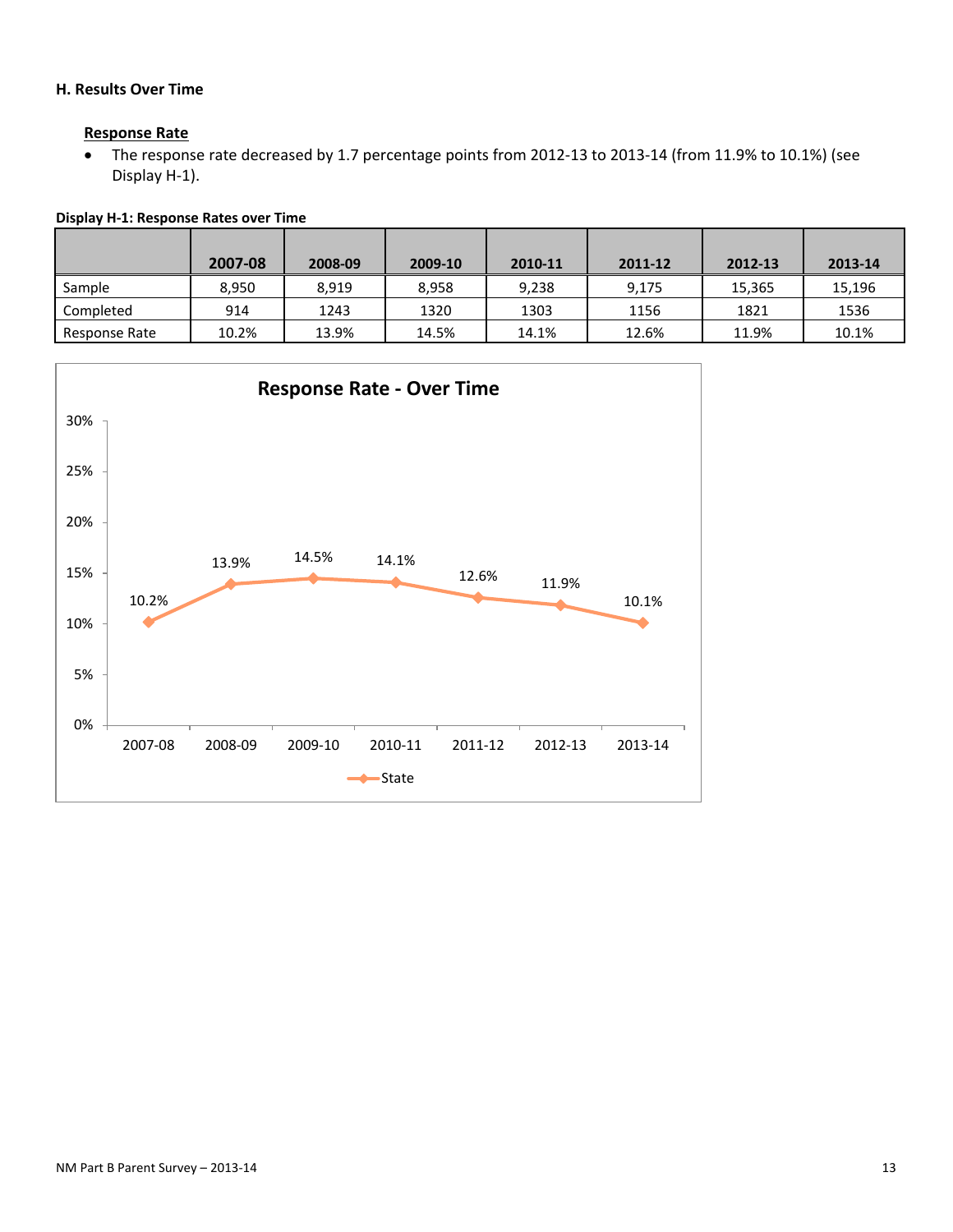## H. Results Over Time

### Response Rate

- The response rate decreased by 1.7 percentage points from 2012-13 to 2013-14 (from 11.9% to 10.1%) (see Display H-1).

**Display H-1: Response Rates over Time**

| | 2007-08 | 2008-09 | 2009-10 | 2010-11 | 2011-12 | 2012-13 | 2013-14 |
|---|---|---|---|---|---|---|---|
| Sample | 8,950 | 8,919 | 8,958 | 9,238 | 9,175 | 15,365 | 15,196 |
| Completed | 914 | 1243 | 1320 | 1303 | 1156 | 1821 | 1536 |
| Response Rate | 10.2% | 13.9% | 14.5% | 14.1% | 12.6% | 11.9% | 10.1% |

**Response Rate - Over Time**

| | 2007-08 | 2008-09 | 2009-10 | 2010-11 | 2011-12 | 2012-13 | 2013-14 |
|---|---|---|---|---|---|---|---|
| State | 10.2% | 13.9% | 14.5% | 14.1% | 12.6% | 11.9% | 10.1% |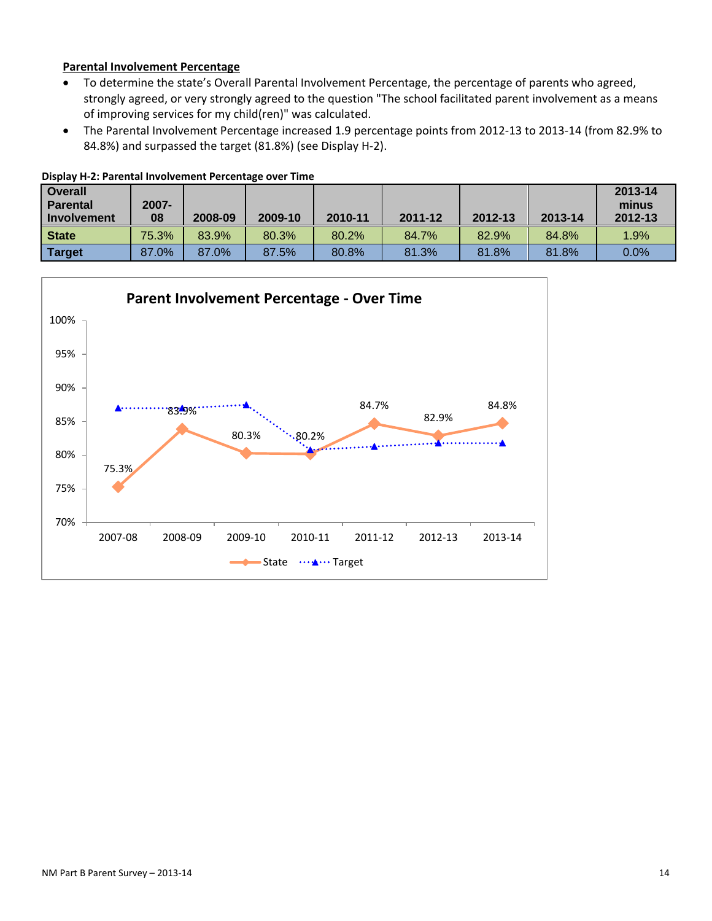**Parental Involvement Percentage**

- To determine the state's Overall Parental Involvement Percentage, the percentage of parents who agreed, strongly agreed, or very strongly agreed to the question "The school facilitated parent involvement as a means of improving services for my child(ren)" was calculated.
- The Parental Involvement Percentage increased 1.9 percentage points from 2012-13 to 2013-14 (from 82.9% to 84.8%) and surpassed the target (81.8%) (see Display H-2).

**Display H-2: Parental Involvement Percentage over Time**

| Overall Parental Involvement | 2007-08 | 2008-09 | 2009-10 | 2010-11 | 2011-12 | 2012-13 | 2013-14 | 2013-14 minus 2012-13 |
|---|---|---|---|---|---|---|---|---|
| State | 75.3% | 83.9% | 80.3% | 80.2% | 84.7% | 82.9% | 84.8% | 1.9% |
| Target | 87.0% | 87.0% | 87.5% | 80.8% | 81.3% | 81.8% | 81.8% | 0.0% |

**Parent Involvement Percentage - Over Time**

| | 2007-08 | 2008-09 | 2009-10 | 2010-11 | 2011-12 | 2012-13 | 2013-14 |
|---|---|---|---|---|---|---|---|
| State | 75.3% | 83.9% | 80.3% | 80.2% | 84.7% | 82.9% | 84.8% |
| Target | 87.0% | 87.0% | 87.5% | 80.8% | 81.3% | 81.8% | 81.8% |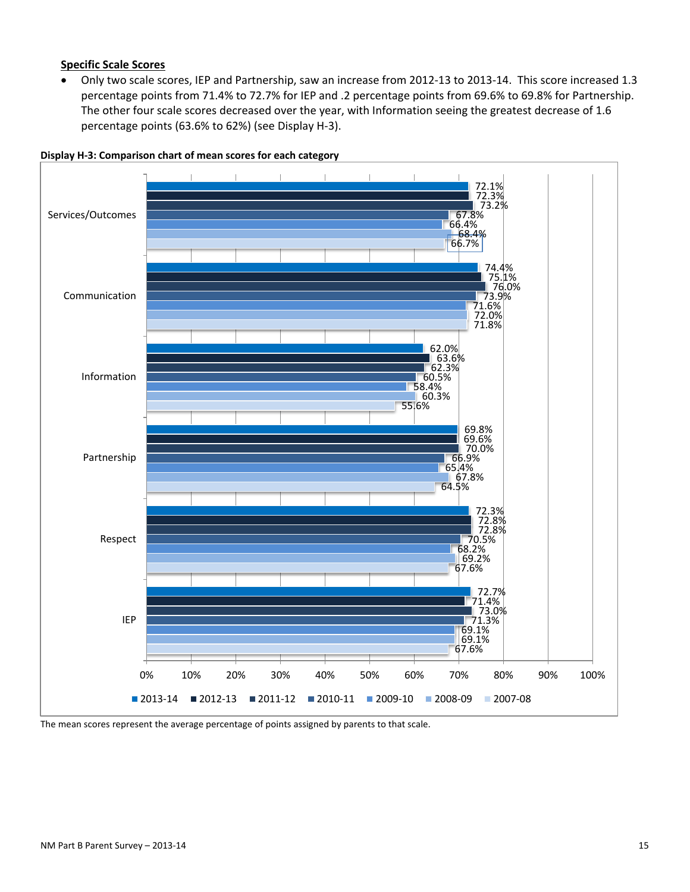## Specific Scale Scores

- Only two scale scores, IEP and Partnership, saw an increase from 2012-13 to 2013-14. This score increased 1.3 percentage points from 71.4% to 72.7% for IEP and .2 percentage points from 69.6% to 69.8% for Partnership. The other four scale scores decreased over the year, with Information seeing the greatest decrease of 1.6 percentage points (63.6% to 62%) (see Display H-3).

**Display H-3: Comparison chart of mean scores for each category**

| Category | 2013-14 | 2012-13 | 2011-12 | 2010-11 | 2009-10 | 2008-09 | 2007-08 |
|---|---|---|---|---|---|---|---|
| Services/Outcomes | 72.1% | 72.3% | 73.2% | 67.8% | 66.4% | 68.4% | 66.7% |
| Communication | 74.4% | 75.1% | 76.0% | 73.9% | 71.6% | 72.0% | 71.8% |
| Information | 62.0% | 63.6% | 62.3% | 60.5% | 58.4% | 60.3% | 55.6% |
| Partnership | 69.8% | 69.6% | 70.0% | 66.9% | 65.4% | 67.8% | 64.5% |
| Respect | 72.3% | 72.8% | 72.8% | 70.5% | 68.2% | 69.2% | 67.6% |
| IEP | 72.7% | 71.4% | 73.0% | 71.3% | 69.1% | 69.1% | 67.6% |

The mean scores represent the average percentage of points assigned by parents to that scale.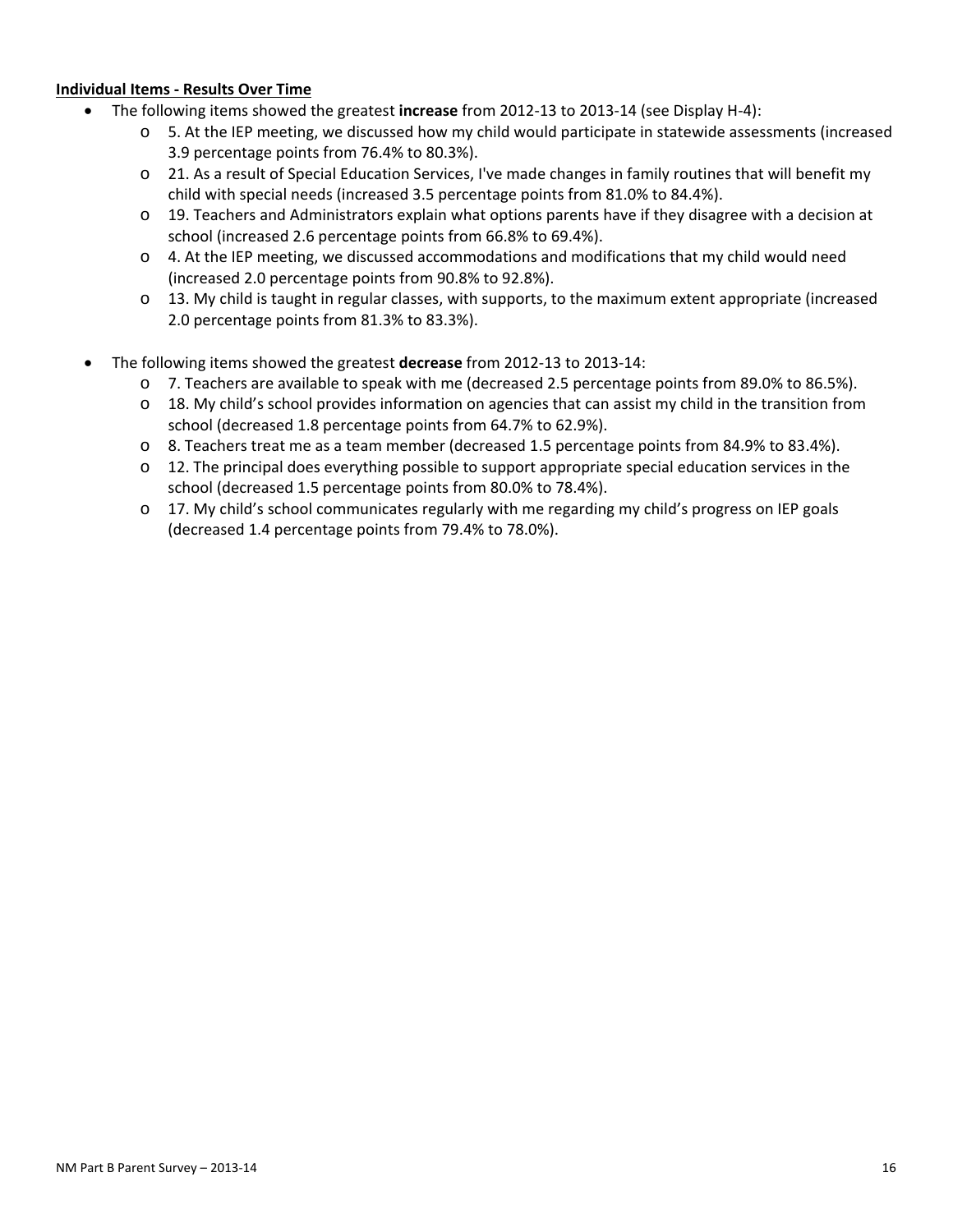**<u>Individual Items - Results Over Time</u>**

- The following items showed the greatest **increase** from 2012-13 to 2013-14 (see Display H-4):
  - 5. At the IEP meeting, we discussed how my child would participate in statewide assessments (increased 3.9 percentage points from 76.4% to 80.3%).
  - 21. As a result of Special Education Services, I've made changes in family routines that will benefit my child with special needs (increased 3.5 percentage points from 81.0% to 84.4%).
  - 19. Teachers and Administrators explain what options parents have if they disagree with a decision at school (increased 2.6 percentage points from 66.8% to 69.4%).
  - 4. At the IEP meeting, we discussed accommodations and modifications that my child would need (increased 2.0 percentage points from 90.8% to 92.8%).
  - 13. My child is taught in regular classes, with supports, to the maximum extent appropriate (increased 2.0 percentage points from 81.3% to 83.3%).

- The following items showed the greatest **decrease** from 2012-13 to 2013-14:
  - 7. Teachers are available to speak with me (decreased 2.5 percentage points from 89.0% to 86.5%).
  - 18. My child's school provides information on agencies that can assist my child in the transition from school (decreased 1.8 percentage points from 64.7% to 62.9%).
  - 8. Teachers treat me as a team member (decreased 1.5 percentage points from 84.9% to 83.4%).
  - 12. The principal does everything possible to support appropriate special education services in the school (decreased 1.5 percentage points from 80.0% to 78.4%).
  - 17. My child's school communicates regularly with me regarding my child's progress on IEP goals (decreased 1.4 percentage points from 79.4% to 78.0%).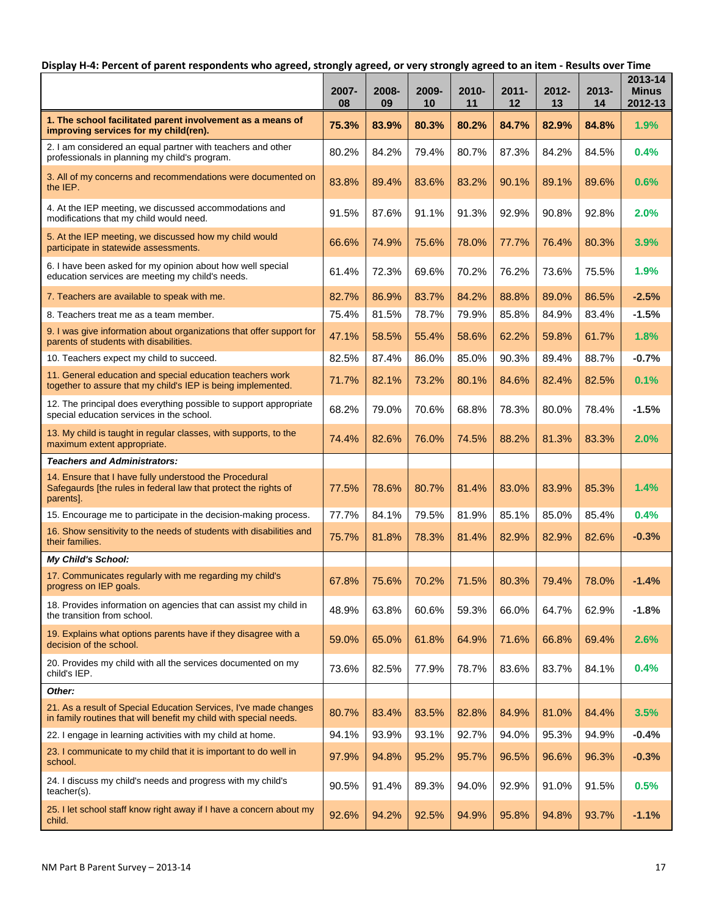**Display H-4: Percent of parent respondents who agreed, strongly agreed, or very strongly agreed to an item - Results over Time**

| | 2007-08 | 2008-09 | 2009-10 | 2010-11 | 2011-12 | 2012-13 | 2013-14 | 2013-14 Minus 2012-13 |
|---|---|---|---|---|---|---|---|---|
| **1. The school facilitated parent involvement as a means of improving services for my child(ren).** | **75.3%** | **83.9%** | **80.3%** | **80.2%** | **84.7%** | **82.9%** | **84.8%** | **1.9%** |
| 2. I am considered an equal partner with teachers and other professionals in planning my child's program. | 80.2% | 84.2% | 79.4% | 80.7% | 87.3% | 84.2% | 84.5% | **0.4%** |
| 3. All of my concerns and recommendations were documented on the IEP. | 83.8% | 89.4% | 83.6% | 83.2% | 90.1% | 89.1% | 89.6% | **0.6%** |
| 4. At the IEP meeting, we discussed accommodations and modifications that my child would need. | 91.5% | 87.6% | 91.1% | 91.3% | 92.9% | 90.8% | 92.8% | **2.0%** |
| 5. At the IEP meeting, we discussed how my child would participate in statewide assessments. | 66.6% | 74.9% | 75.6% | 78.0% | 77.7% | 76.4% | 80.3% | **3.9%** |
| 6. I have been asked for my opinion about how well special education services are meeting my child's needs. | 61.4% | 72.3% | 69.6% | 70.2% | 76.2% | 73.6% | 75.5% | **1.9%** |
| 7. Teachers are available to speak with me. | 82.7% | 86.9% | 83.7% | 84.2% | 88.8% | 89.0% | 86.5% | **-2.5%** |
| 8. Teachers treat me as a team member. | 75.4% | 81.5% | 78.7% | 79.9% | 85.8% | 84.9% | 83.4% | **-1.5%** |
| 9. I was give information about organizations that offer support for parents of students with disabilities. | 47.1% | 58.5% | 55.4% | 58.6% | 62.2% | 59.8% | 61.7% | **1.8%** |
| 10. Teachers expect my child to succeed. | 82.5% | 87.4% | 86.0% | 85.0% | 90.3% | 89.4% | 88.7% | **-0.7%** |
| 11. General education and special education teachers work together to assure that my child's IEP is being implemented. | 71.7% | 82.1% | 73.2% | 80.1% | 84.6% | 82.4% | 82.5% | **0.1%** |
| 12. The principal does everything possible to support appropriate special education services in the school. | 68.2% | 79.0% | 70.6% | 68.8% | 78.3% | 80.0% | 78.4% | **-1.5%** |
| 13. My child is taught in regular classes, with supports, to the maximum extent appropriate. | 74.4% | 82.6% | 76.0% | 74.5% | 88.2% | 81.3% | 83.3% | **2.0%** |
| ***Teachers and Administrators:*** | | | | | | | | |
| 14. Ensure that I have fully understood the Procedural Safegaurds [the rules in federal law that protect the rights of parents]. | 77.5% | 78.6% | 80.7% | 81.4% | 83.0% | 83.9% | 85.3% | **1.4%** |
| 15. Encourage me to participate in the decision-making process. | 77.7% | 84.1% | 79.5% | 81.9% | 85.1% | 85.0% | 85.4% | **0.4%** |
| 16. Show sensitivity to the needs of students with disabilities and their families. | 75.7% | 81.8% | 78.3% | 81.4% | 82.9% | 82.9% | 82.6% | **-0.3%** |
| ***My Child's School:*** | | | | | | | | |
| 17. Communicates regularly with me regarding my child's progress on IEP goals. | 67.8% | 75.6% | 70.2% | 71.5% | 80.3% | 79.4% | 78.0% | **-1.4%** |
| 18. Provides information on agencies that can assist my child in the transition from school. | 48.9% | 63.8% | 60.6% | 59.3% | 66.0% | 64.7% | 62.9% | **-1.8%** |
| 19. Explains what options parents have if they disagree with a decision of the school. | 59.0% | 65.0% | 61.8% | 64.9% | 71.6% | 66.8% | 69.4% | **2.6%** |
| 20. Provides my child with all the services documented on my child's IEP. | 73.6% | 82.5% | 77.9% | 78.7% | 83.6% | 83.7% | 84.1% | **0.4%** |
| ***Other:*** | | | | | | | | |
| 21. As a result of Special Education Services, I've made changes in family routines that will benefit my child with special needs. | 80.7% | 83.4% | 83.5% | 82.8% | 84.9% | 81.0% | 84.4% | **3.5%** |
| 22. I engage in learning activities with my child at home. | 94.1% | 93.9% | 93.1% | 92.7% | 94.0% | 95.3% | 94.9% | **-0.4%** |
| 23. I communicate to my child that it is important to do well in school. | 97.9% | 94.8% | 95.2% | 95.7% | 96.5% | 96.6% | 96.3% | **-0.3%** |
| 24. I discuss my child's needs and progress with my child's teacher(s). | 90.5% | 91.4% | 89.3% | 94.0% | 92.9% | 91.0% | 91.5% | **0.5%** |
| 25. I let school staff know right away if I have a concern about my child. | 92.6% | 94.2% | 92.5% | 94.9% | 95.8% | 94.8% | 93.7% | **-1.1%** |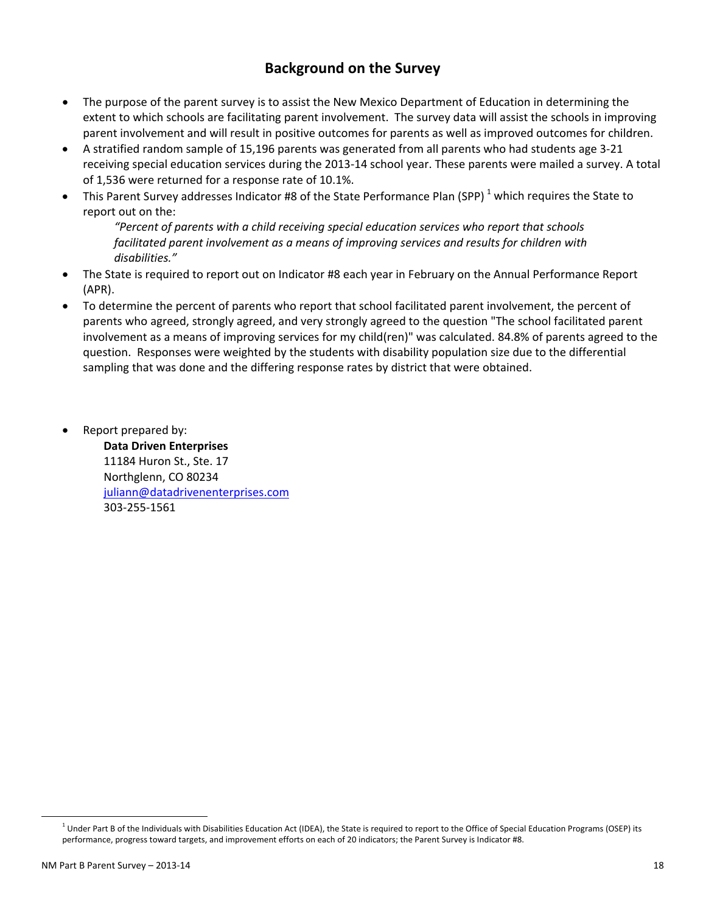## Background on the Survey

- The purpose of the parent survey is to assist the New Mexico Department of Education in determining the extent to which schools are facilitating parent involvement. The survey data will assist the schools in improving parent involvement and will result in positive outcomes for parents as well as improved outcomes for children.
- A stratified random sample of 15,196 parents was generated from all parents who had students age 3-21 receiving special education services during the 2013-14 school year. These parents were mailed a survey. A total of 1,536 were returned for a response rate of 10.1%.
- This Parent Survey addresses Indicator #8 of the State Performance Plan (SPP) [1] which requires the State to report out on the:

  *"Percent of parents with a child receiving special education services who report that schools facilitated parent involvement as a means of improving services and results for children with disabilities."*
- The State is required to report out on Indicator #8 each year in February on the Annual Performance Report (APR).
- To determine the percent of parents who report that school facilitated parent involvement, the percent of parents who agreed, strongly agreed, and very strongly agreed to the question "The school facilitated parent involvement as a means of improving services for my child(ren)" was calculated. 84.8% of parents agreed to the question. Responses were weighted by the students with disability population size due to the differential sampling that was done and the differing response rates by district that were obtained.

- Report prepared by:

  **Data Driven Enterprises**
  11184 Huron St., Ste. 17
  Northglenn, CO 80234
  juliann@datadrivenenterprises.com
  303-255-1561

[1] Under Part B of the Individuals with Disabilities Education Act (IDEA), the State is required to report to the Office of Special Education Programs (OSEP) its performance, progress toward targets, and improvement efforts on each of 20 indicators; the Parent Survey is Indicator #8.